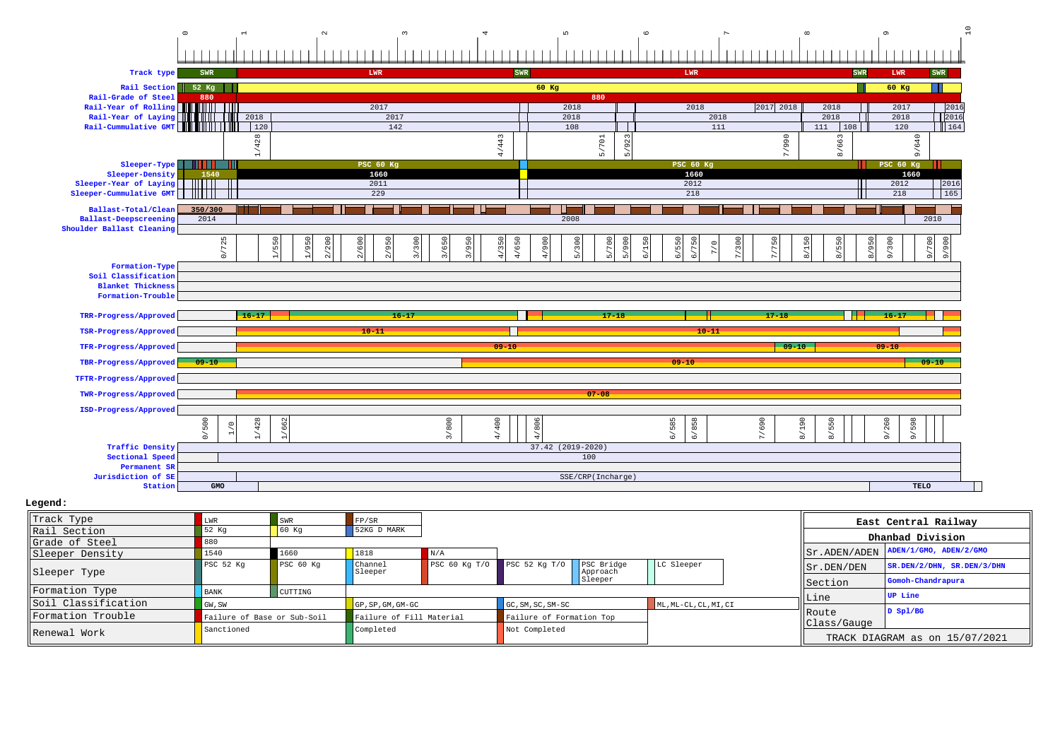| Field | Values |
|---|---|
| Track type | SWR, LWR, SWR, LWR, SWR, LWR, SWR |
| Rail Section | 52 Kg, 60 Kg, 60 Kg |
| Rail-Grade of Steel | 880, 880 |
| Rail-Year of Rolling | 2017, 2018, 2018, 2017, 2018, 2018, 2017, 2016 |
| Rail-Year of Laying | 2018, 2017, 2018, 2018, 2018, 2018, 2016 |
| Rail-Cummulative GMT | 120, 142, 108, 111, 111, 108, 120, 164 |
| | 1/428, 4/443, 5/701, 5/923, 7/990, 8/663, 9/640 |
| Sleeper-Type | PSC 60 Kg, PSC 60 Kg, PSC 60 Kg |
| Sleeper-Density | 1540, 1660, 1660, 1660 |
| Sleeper-Year of Laying | 2011, 2012, 2012, 2016 |
| Sleeper-Cummulative GMT | 229, 218, 218, 165 |
| Ballast-Total/Clean | 350/300 |
| Ballast-Deepscreening | 2014, 2008, 2010 |
| Shoulder Ballast Cleaning | |
| | 0/725, 1/550, 1/950, 2/200, 2/600, 2/950, 3/300, 3/650, 3/950, 4/350, 4/650, 4/900, 5/300, 5/700, 5/900, 6/150, 6/550, 6/750, 7/0, 7/300, 7/750, 8/150, 8/550, 8/950, 9/300, 9/700, 9/900 |
| Formation-Type | |
| Soil Classification | |
| Blanket Thickness | |
| Formation-Trouble | |
| TRR-Progress/Approved | 16-17, 16-17, 17-18, 17-18, 16-17 |
| TSR-Progress/Approved | 10-11, 10-11 |
| TFR-Progress/Approved | 09-10, 09-10, 09-10 |
| TBR-Progress/Approved | 09-10, 09-10, 09-10 |
| TFTR-Progress/Approved | |
| TWR-Progress/Approved | 07-08 |
| ISD-Progress/Approved | |
| | 0/500, 1/0, 1/428, 1/662, 3/800, 4/400, 4/806, 6/585, 6/858, 7/690, 8/190, 8/550, 9/260, 9/598 |
| Traffic Density | 37.42 (2019-2020) |
| Sectional Speed | 100 |
| Permanent SR | |
| Jurisdiction of SE | SSE/CRP(Incharge) |
| Station | GMO, TELO |

**Legend:**

| | | | | | | |
|---|---|---|---|---|---|---|
| Track Type | LWR | SWR | FP/SR | | | |
| Rail Section | 52 Kg | 60 Kg | 52KG D MARK | | | |
| Grade of Steel | 880 | | | | | |
| Sleeper Density | 1540 | 1660 | 1818 | N/A | | |
| Sleeper Type | PSC 52 Kg | PSC 60 Kg | Channel Sleeper | PSC 60 Kg T/O | PSC 52 Kg T/O | PSC Bridge Approach Sleeper | LC Sleeper |
| Formation Type | BANK | CUTTING | | | | |
| Soil Classification | GW, SW | | GP, SP, GM, GM-GC | GC, SM, SC, SM-SC | ML, ML-CL, CL, MI, CI | |
| Formation Trouble | Failure of Base or Sub-Soil | | Failure of Fill Material | Failure of Formation Top | | |
| Renewal Work | Sanctioned | | Completed | Not Completed | | |

| East Central Railway | |
|---|---|
| Dhanbad Division | |
| Sr.ADEN/ADEN | ADEN/1/GMO, ADEN/2/GMO |
| Sr.DEN/DEN | SR.DEN/2/DHN, SR.DEN/3/DHN |
| Section | Gomoh-Chandrapura |
| Line | UP Line |
| Route Class/Gauge | D Spl/BG |
| TRACK DIAGRAM as on 15/07/2021 | |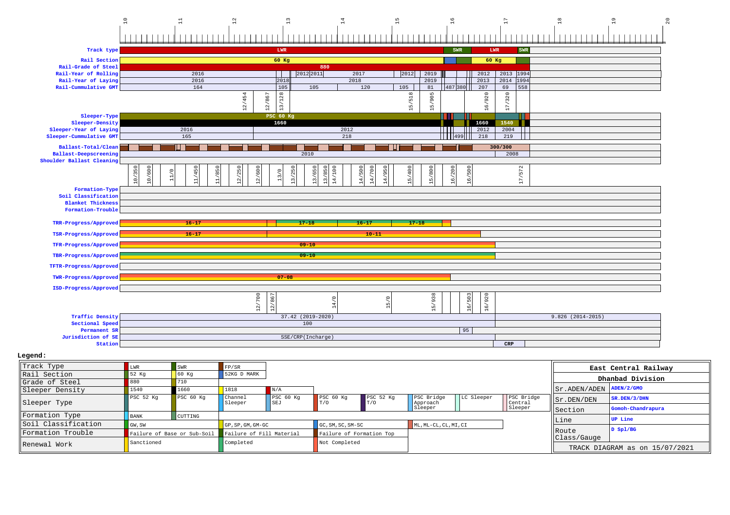10 11 12 13 14 15 16 17 18 19 20

Track type: LWR | SWR | LWR | SWR

Rail Section: 60 Kg | 60 Kg

Rail-Grade of Steel: 880

Rail-Year of Rolling: 2016 | 2012 2011 | 2017 | 2012 | 2019 | 2012 | 2013 | 1994

Rail-Year of Laying: 2016 | 2018 | 2018 | 2019 | 2013 | 2014 | 1994

Rail-Cummulative GMT: 164 | 105 | 105 | 120 | 105 | 81 | 487 | 380 | 207 | 69 | 558

12/454 12/867 13/128 15/518 15/905 16/920 17/320

Sleeper-Type: PSC 60 Kg

Sleeper-Density: 1660 | 1660 | 1540

Sleeper-Year of Laying: 2016 | 2012 | 2012 | 2004

Sleeper-Cummulative GMT: 165 | 218 | 499 | 218 | 219

Ballast-Total/Clean: 300/300

Ballast-Deepscreening: 2010 | 2008

Shoulder Ballast Cleaning

10/350 10/600 11/0 11/450 11/850 12/250 12/600 13/0 13/250 13/650 13/850 14/100 14/500 14/700 14/950 15/400 15/800 16/200 16/500 17/572

Formation-Type

Soil Classification

Blanket Thickness

Formation-Trouble

TRR-Progress/Approved: 16-17 | 17-18 | 16-17 | 17-18

TSR-Progress/Approved: 16-17 | 10-11

TFR-Progress/Approved: 09-10

TBR-Progress/Approved: 09-10

TFTR-Progress/Approved

TWR-Progress/Approved: 07-08

ISD-Progress/Approved

12/700 12/867 14/0 15/0 15/938 16/503 16/920

Traffic Density: 37.42 (2019-2020) | 9.826 (2014-2015)

Sectional Speed: 100

Permanent SR: 95

Jurisdiction of SE: SSE/CRP(Incharge)

Station: CRP

**Legend:**

| | | | | | | | | | |
|---|---|---|---|---|---|---|---|---|---|
| Track Type | LWR | SWR | FP/SR | | | | | | |
| Rail Section | 52 Kg | 60 Kg | 52KG D MARK | | | | | | |
| Grade of Steel | 880 | 710 | | | | | | | |
| Sleeper Density | 1540 | 1660 | 1818 | N/A | | | | | |
| Sleeper Type | PSC 52 Kg | PSC 60 Kg | Channel Sleeper | PSC 60 Kg SEJ | PSC 60 Kg T/O | PSC 52 Kg T/O | PSC Bridge Approach Sleeper | LC Sleeper | PSC Bridge Central Sleeper |
| Formation Type | BANK | CUTTING | | | | | | | |
| Soil Classification | GW,SW | | GP,SP,GM,GM-GC | | GC,SM,SC,SM-SC | | ML,ML-CL,CL,MI,CI | | |
| Formation Trouble | Failure of Base or Sub-Soil | | Failure of Fill Material | | Failure of Formation Top | | | | |
| Renewal Work | Sanctioned | | Completed | | Not Completed | | | | |

| East Central Railway | |
|---|---|
| Dhanbad Division | |
| Sr.ADEN/ADEN | ADEN/2/GMO |
| Sr.DEN/DEN | SR.DEN/3/DHN |
| Section | Gomoh-Chandrapura |
| Line | UP Line |
| Route Class/Gauge | D Spl/BG |
| TRACK DIAGRAM as on 15/07/2021 | |